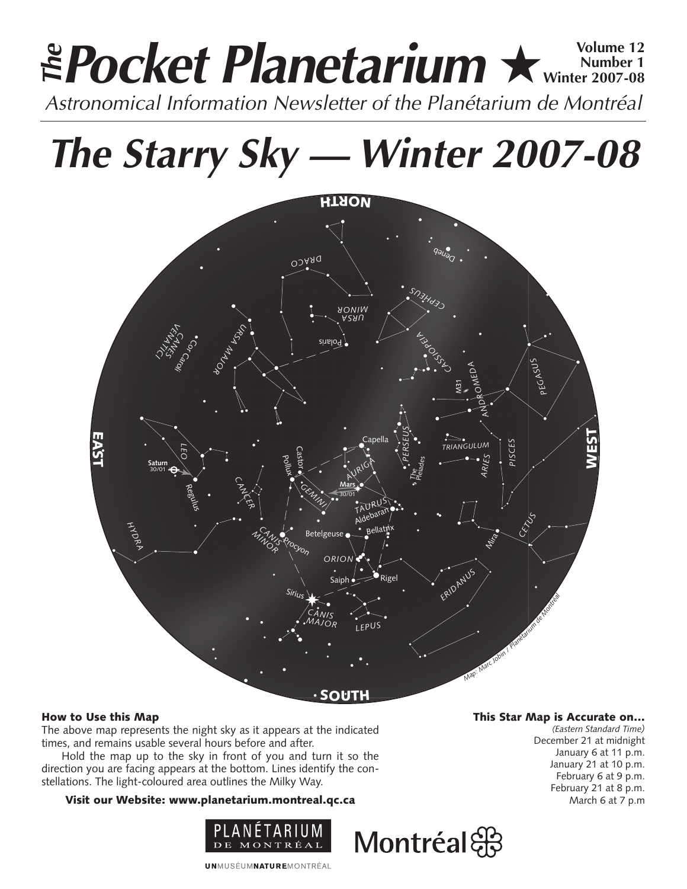# The Pocket Planetarium ★

Volume 12
Number 1
Winter 2007-08

*Astronomical Information Newsletter of the Planétarium de Montréal*

# *The Starry Sky — Winter 2007-08*

### How to Use this Map

The above map represents the night sky as it appears at the indicated times, and remains usable several hours before and after.

Hold the map up to the sky in front of you and turn it so the direction you are facing appears at the bottom. Lines identify the constellations. The light-coloured area outlines the Milky Way.

**Visit our Website: www.planetarium.montreal.qc.ca**

### This Star Map is Accurate on...

*(Eastern Standard Time)*

December 21 at midnight
January 6 at 11 p.m.
January 21 at 10 p.m.
February 6 at 9 p.m.
February 21 at 8 p.m.
March 6 at 7 p.m

PLANÉTARIUM DE MONTRÉAL

Montréal

UNMUSÉUMNATUREMONTRÉAL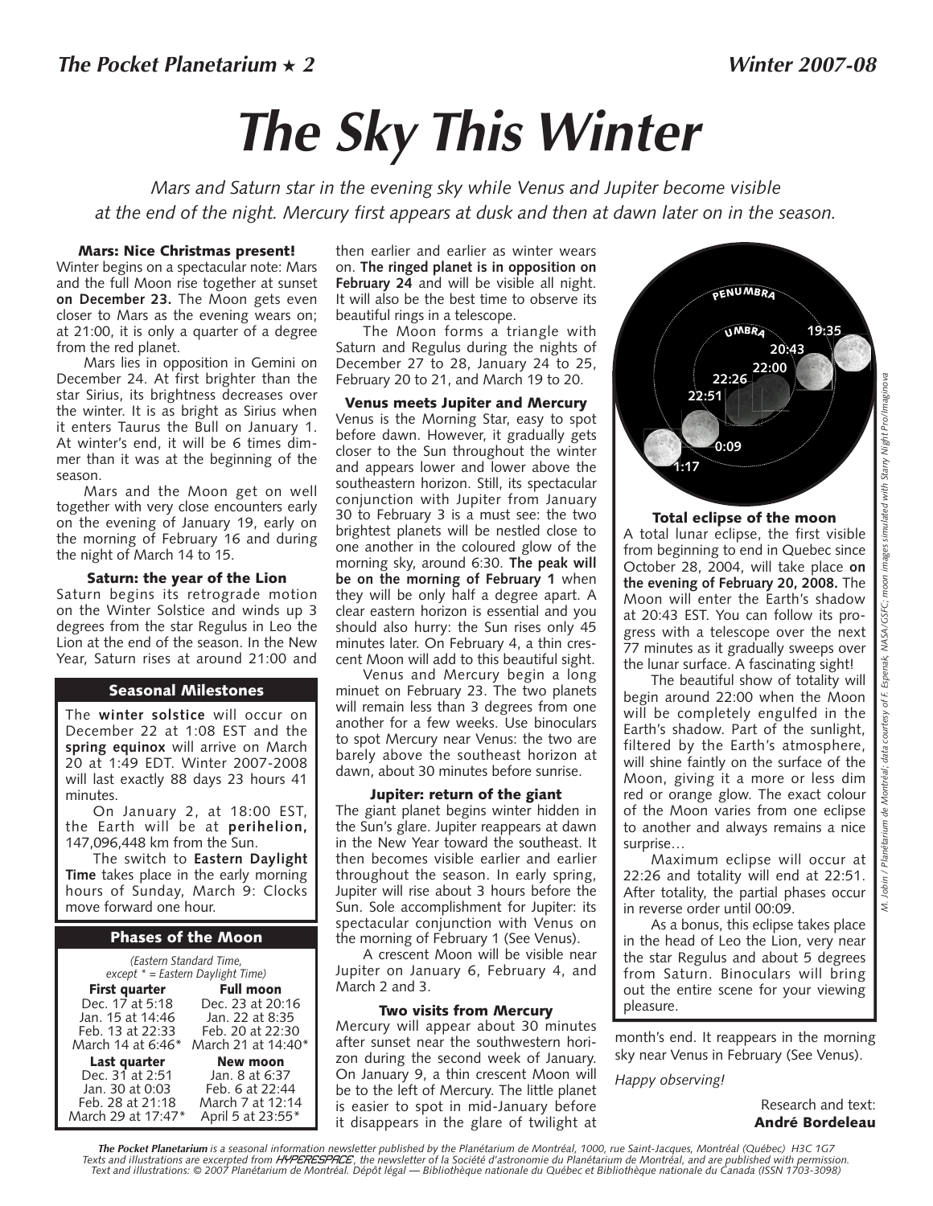# The Sky This Winter

*Mars and Saturn star in the evening sky while Venus and Jupiter become visible at the end of the night. Mercury first appears at dusk and then at dawn later on in the season.*

### Mars: Nice Christmas present!

Winter begins on a spectacular note: Mars and the full Moon rise together at sunset **on December 23.** The Moon gets even closer to Mars as the evening wears on; at 21:00, it is only a quarter of a degree from the red planet.

Mars lies in opposition in Gemini on December 24. At first brighter than the star Sirius, its brightness decreases over the winter. It is as bright as Sirius when it enters Taurus the Bull on January 1. At winter's end, it will be 6 times dimmer than it was at the beginning of the season.

Mars and the Moon get on well together with very close encounters early on the evening of January 19, early on the morning of February 16 and during the night of March 14 to 15.

### Saturn: the year of the Lion

Saturn begins its retrograde motion on the Winter Solstice and winds up 3 degrees from the star Regulus in Leo the Lion at the end of the season. In the New Year, Saturn rises at around 21:00 and then earlier and earlier as winter wears on. **The ringed planet is in opposition on February 24** and will be visible all night. It will also be the best time to observe its beautiful rings in a telescope.

The Moon forms a triangle with Saturn and Regulus during the nights of December 27 to 28, January 24 to 25, February 20 to 21, and March 19 to 20.

### Seasonal Milestones

The **winter solstice** will occur on December 22 at 1:08 EST and the **spring equinox** will arrive on March 20 at 1:49 EDT. Winter 2007-2008 will last exactly 88 days 23 hours 41 minutes.

On January 2, at 18:00 EST, the Earth will be at **perihelion,** 147,096,448 km from the Sun.

The switch to **Eastern Daylight Time** takes place in the early morning hours of Sunday, March 9: Clocks move forward one hour.

### Phases of the Moon

*(Eastern Standard Time, except * = Eastern Daylight Time)*

| First quarter | Full moon |
|---|---|
| Dec. 17 at 5:18 | Dec. 23 at 20:16 |
| Jan. 15 at 14:46 | Jan. 22 at 8:35 |
| Feb. 13 at 22:33 | Feb. 20 at 22:30 |
| March 14 at 6:46* | March 21 at 14:40* |
| **Last quarter** | **New moon** |
| Dec. 31 at 2:51 | Jan. 8 at 6:37 |
| Jan. 30 at 0:03 | Feb. 6 at 22:44 |
| Feb. 28 at 21:18 | March 7 at 12:14 |
| March 29 at 17:47* | April 5 at 23:55* |

### Venus meets Jupiter and Mercury

Venus is the Morning Star, easy to spot before dawn. However, it gradually gets closer to the Sun throughout the winter and appears lower and lower above the southeastern horizon. Still, its spectacular conjunction with Jupiter from January 30 to February 3 is a must see: the two brightest planets will be nestled close to one another in the coloured glow of the morning sky, around 6:30. **The peak will be on the morning of February 1** when they will be only half a degree apart. A clear eastern horizon is essential and you should also hurry: the Sun rises only 45 minutes later. On February 4, a thin crescent Moon will add to this beautiful sight.

Venus and Mercury begin a long minuet on February 23. The two planets will remain less than 3 degrees from one another for a few weeks. Use binoculars to spot Mercury near Venus: the two are barely above the southeast horizon at dawn, about 30 minutes before sunrise.

### Jupiter: return of the giant

The giant planet begins winter hidden in the Sun's glare. Jupiter reappears at dawn in the New Year toward the southeast. It then becomes visible earlier and earlier throughout the season. In early spring, Jupiter will rise about 3 hours before the Sun. Sole accomplishment for Jupiter: its spectacular conjunction with Venus on the morning of February 1 (See Venus).

A crescent Moon will be visible near Jupiter on January 6, February 4, and March 2 and 3.

### Two visits from Mercury

Mercury will appear about 30 minutes after sunset near the southwestern horizon during the second week of January. On January 9, a thin crescent Moon will be to the left of Mercury. The little planet is easier to spot in mid-January before it disappears in the glare of twilight at month's end. It reappears in the morning sky near Venus in February (See Venus).

PENUMBRA
UMBRA
19:35
20:43
22:00
22:26
22:51
0:09
1:17

M. Jobin / Planétarium de Montréal; data courtesy of F. Espenak, NASA/GSFC; moon images simulated with Starry Night Pro/Imaginova

### Total eclipse of the moon

A total lunar eclipse, the first visible from beginning to end in Quebec since October 28, 2004, will take place **on the evening of February 20, 2008.** The Moon will enter the Earth's shadow at 20:43 EST. You can follow its progress with a telescope over the next 77 minutes as it gradually sweeps over the lunar surface. A fascinating sight!

The beautiful show of totality will begin around 22:00 when the Moon will be completely engulfed in the Earth's shadow. Part of the sunlight, filtered by the Earth's atmosphere, will shine faintly on the surface of the Moon, giving it a more or less dim red or orange glow. The exact colour of the Moon varies from one eclipse to another and always remains a nice surprise…

Maximum eclipse will occur at 22:26 and totality will end at 22:51. After totality, the partial phases occur in reverse order until 00:09.

As a bonus, this eclipse takes place in the head of Leo the Lion, very near the star Regulus and about 5 degrees from Saturn. Binoculars will bring out the entire scene for your viewing pleasure.

*Happy observing!*

Research and text:
**André Bordeleau**

***The Pocket Planetarium*** *is a seasonal information newsletter published by the Planétarium de Montréal, 1000, rue Saint-Jacques, Montréal (Québec) H3C 1G7*
*Texts and illustrations are excerpted from HYPERESPACE, the newsletter of la Société d'astronomie du Planétarium de Montréal, and are published with permission.*
*Text and illustrations: © 2007 Planétarium de Montréal. Dépôt légal — Bibliothèque nationale du Québec et Bibliothèque nationale du Canada (ISSN 1703-3098)*